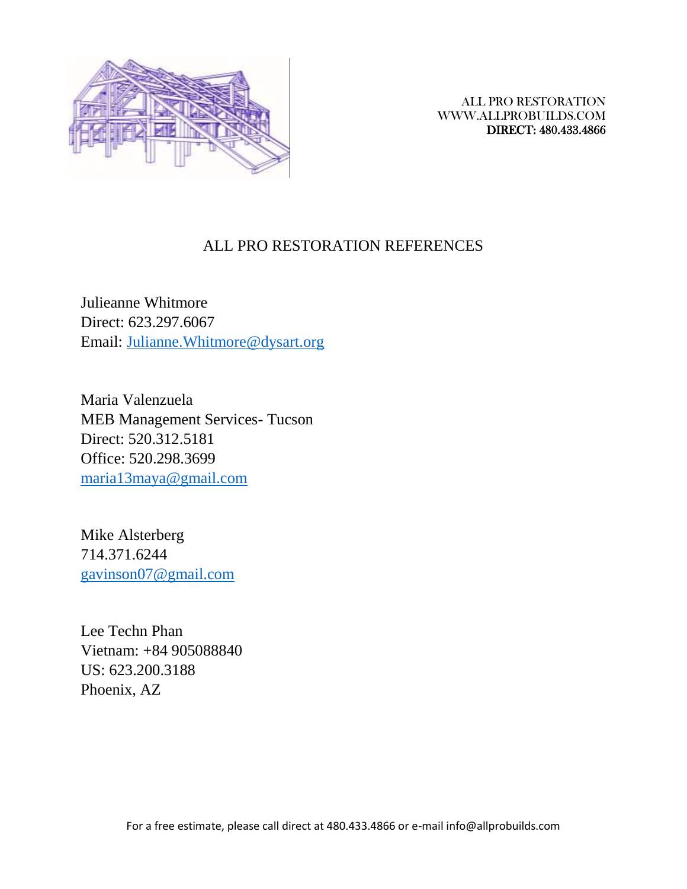ALL PRO RESTORATION
WWW.ALLPROBUILDS.COM
DIRECT: 480.433.4866

# ALL PRO RESTORATION REFERENCES

Julieanne Whitmore
Direct: 623.297.6067
Email: Julianne.Whitmore@dysart.org

Maria Valenzuela
MEB Management Services- Tucson
Direct: 520.312.5181
Office: 520.298.3699
maria13maya@gmail.com

Mike Alsterberg
714.371.6244
gavinson07@gmail.com

Lee Techn Phan
Vietnam: +84 905088840
US: 623.200.3188
Phoenix, AZ

For a free estimate, please call direct at 480.433.4866 or e-mail info@allprobuilds.com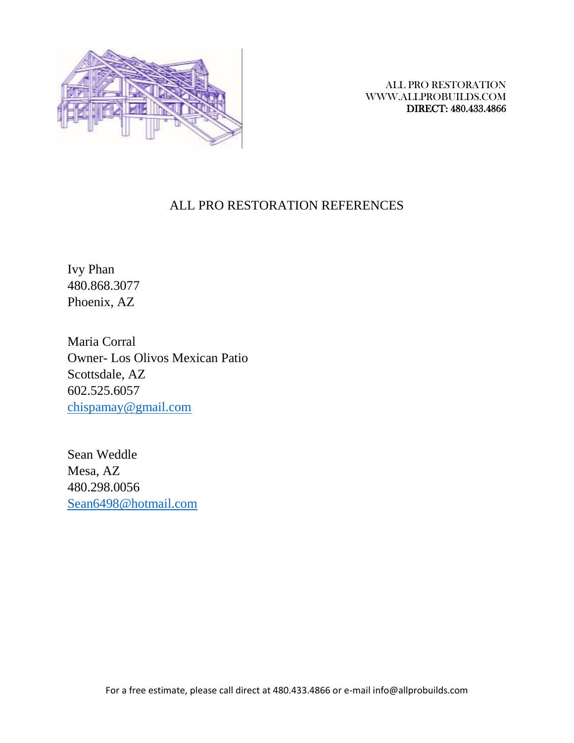ALL PRO RESTORATION
WWW.ALLPROBUILDS.COM
DIRECT: 480.433.4866

# ALL PRO RESTORATION REFERENCES

Ivy Phan
480.868.3077
Phoenix, AZ

Maria Corral
Owner- Los Olivos Mexican Patio
Scottsdale, AZ
602.525.6057
chispamay@gmail.com

Sean Weddle
Mesa, AZ
480.298.0056
Sean6498@hotmail.com

For a free estimate, please call direct at 480.433.4866 or e-mail info@allprobuilds.com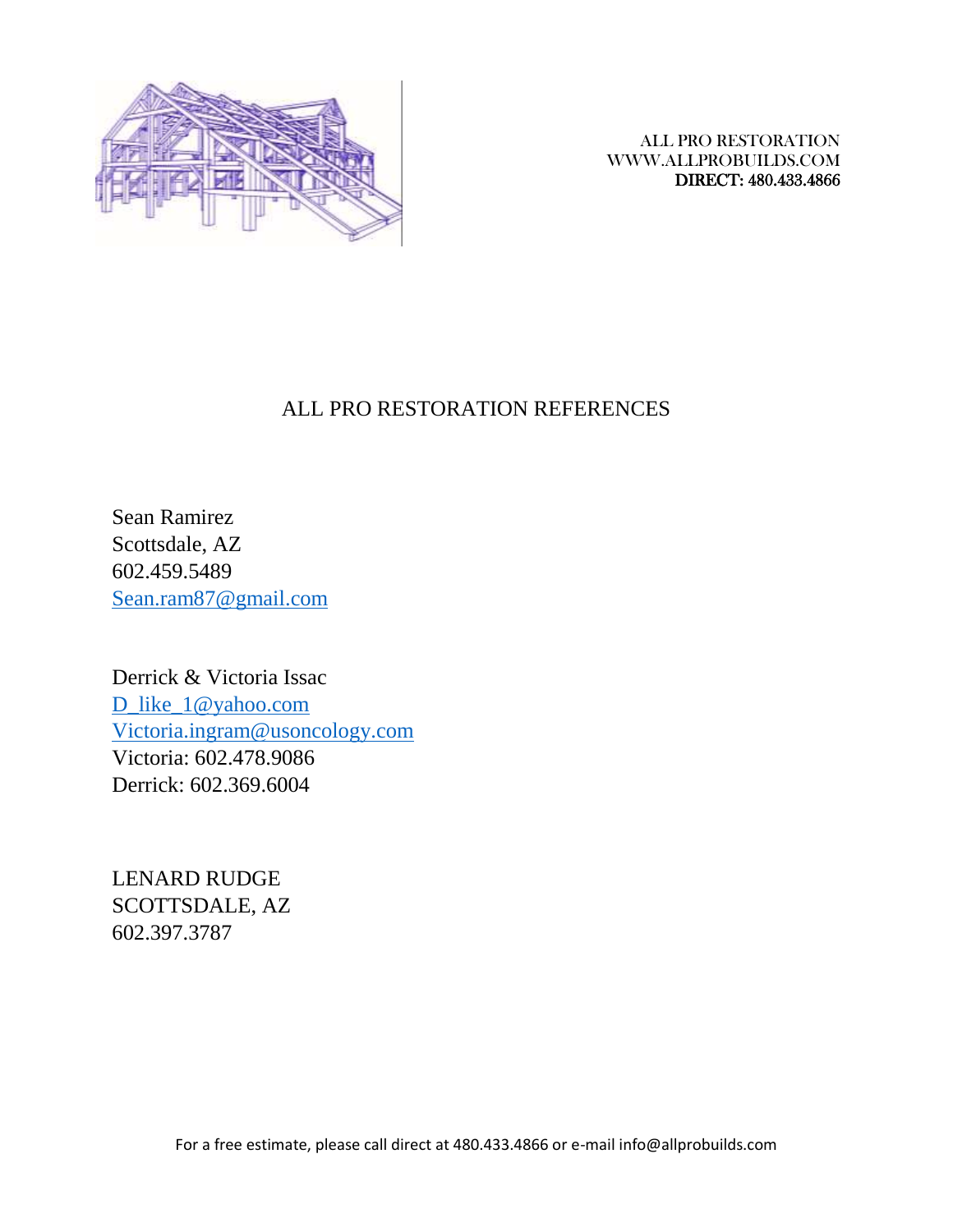ALL PRO RESTORATION
WWW.ALLPROBUILDS.COM
DIRECT: 480.433.4866

# ALL PRO RESTORATION REFERENCES

Sean Ramirez
Scottsdale, AZ
602.459.5489
Sean.ram87@gmail.com

Derrick & Victoria Issac
D_like_1@yahoo.com
Victoria.ingram@usoncology.com
Victoria: 602.478.9086
Derrick: 602.369.6004

LENARD RUDGE
SCOTTSDALE, AZ
602.397.3787

For a free estimate, please call direct at 480.433.4866 or e-mail info@allprobuilds.com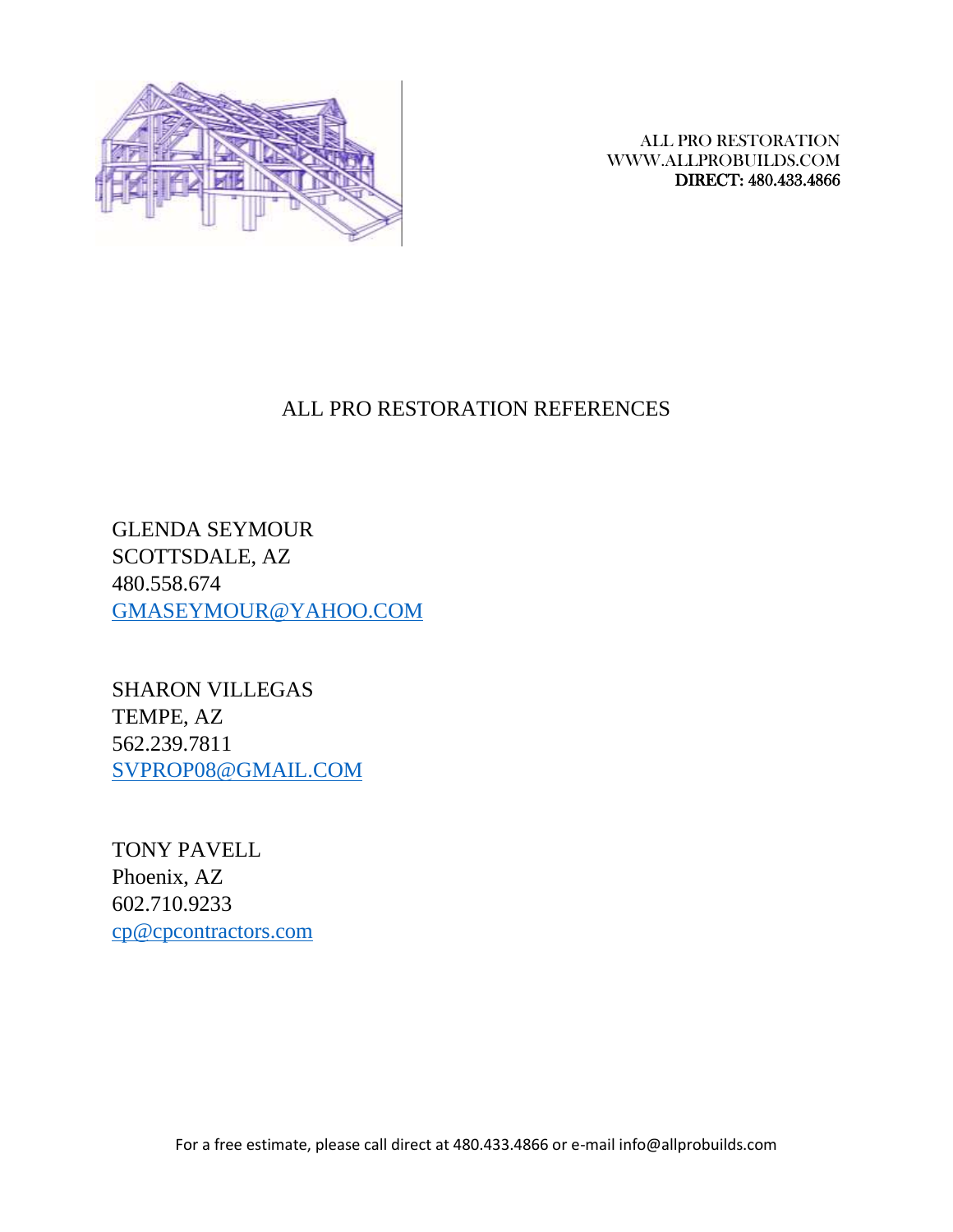ALL PRO RESTORATION
WWW.ALLPROBUILDS.COM
DIRECT: 480.433.4866

# ALL PRO RESTORATION REFERENCES

GLENDA SEYMOUR
SCOTTSDALE, AZ
480.558.674
GMASEYMOUR@YAHOO.COM

SHARON VILLEGAS
TEMPE, AZ
562.239.7811
SVPROP08@GMAIL.COM

TONY PAVELL
Phoenix, AZ
602.710.9233
cp@cpcontractors.com

For a free estimate, please call direct at 480.433.4866 or e-mail info@allprobuilds.com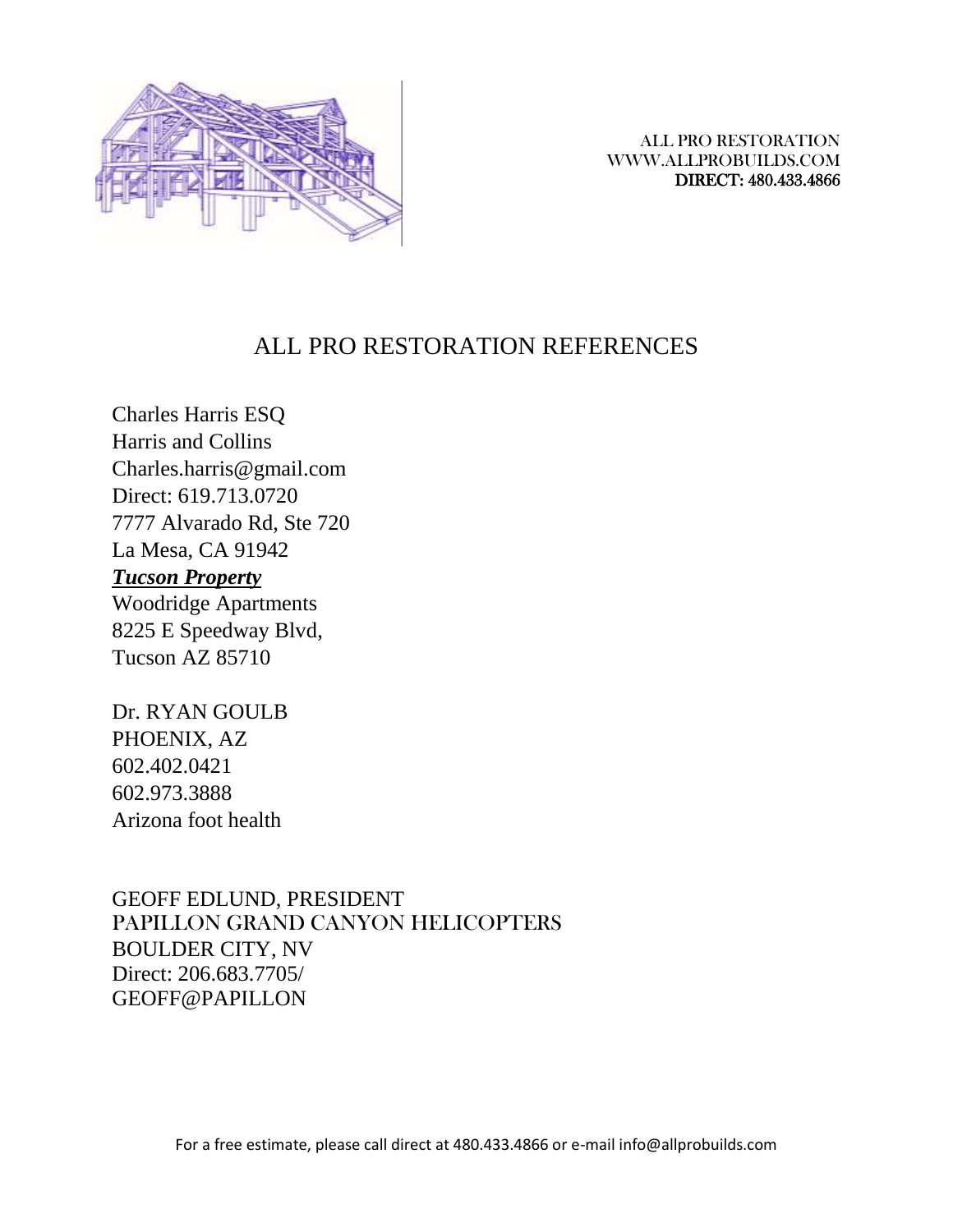ALL PRO RESTORATION
WWW.ALLPROBUILDS.COM
DIRECT: 480.433.4866

# ALL PRO RESTORATION REFERENCES

Charles Harris ESQ
Harris and Collins
Charles.harris@gmail.com
Direct: 619.713.0720
7777 Alvarado Rd, Ste 720
La Mesa, CA 91942
***Tucson Property***
Woodridge Apartments
8225 E Speedway Blvd,
Tucson AZ 85710

Dr. RYAN GOULB
PHOENIX, AZ
602.402.0421
602.973.3888
Arizona foot health

GEOFF EDLUND, PRESIDENT
PAPILLON GRAND CANYON HELICOPTERS
BOULDER CITY, NV
Direct: 206.683.7705/
GEOFF@PAPILLON

For a free estimate, please call direct at 480.433.4866 or e-mail info@allprobuilds.com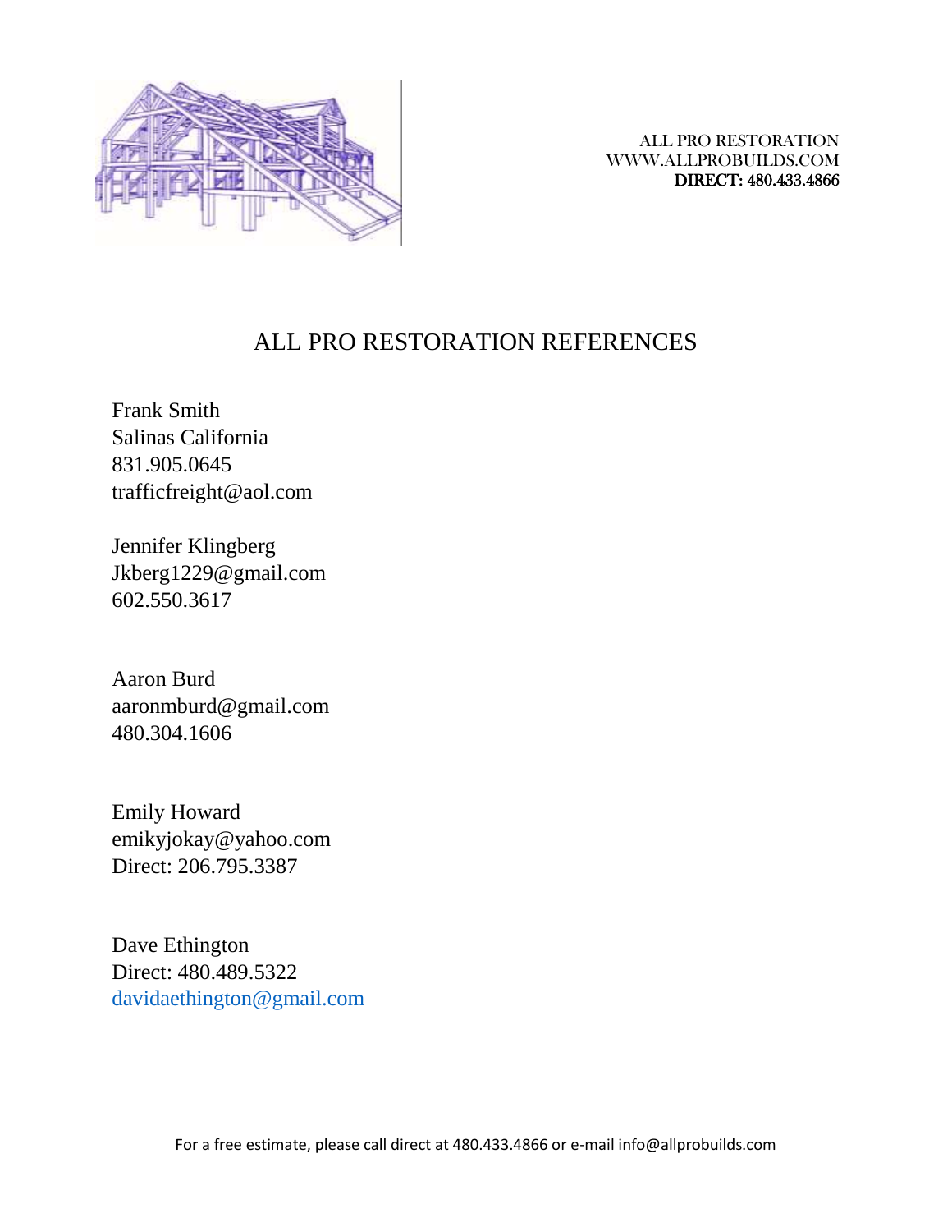ALL PRO RESTORATION
WWW.ALLPROBUILDS.COM
DIRECT: 480.433.4866

# ALL PRO RESTORATION REFERENCES

Frank Smith
Salinas California
831.905.0645
trafficfreight@aol.com

Jennifer Klingberg
Jkberg1229@gmail.com
602.550.3617

Aaron Burd
aaronmburd@gmail.com
480.304.1606

Emily Howard
emikyjokay@yahoo.com
Direct: 206.795.3387

Dave Ethington
Direct: 480.489.5322
davidaethington@gmail.com

For a free estimate, please call direct at 480.433.4866 or e-mail info@allprobuilds.com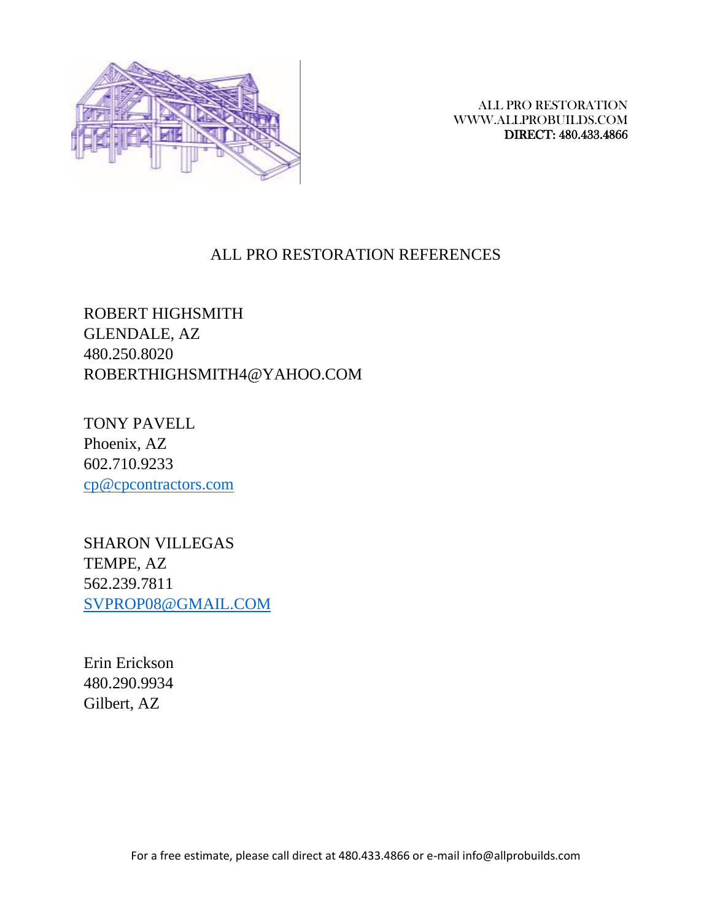ALL PRO RESTORATION
WWW.ALLPROBUILDS.COM
DIRECT: 480.433.4866

# ALL PRO RESTORATION REFERENCES

ROBERT HIGHSMITH
GLENDALE, AZ
480.250.8020
ROBERTHIGHSMITH4@YAHOO.COM

TONY PAVELL
Phoenix, AZ
602.710.9233
cp@cpcontractors.com

SHARON VILLEGAS
TEMPE, AZ
562.239.7811
SVPROP08@GMAIL.COM

Erin Erickson
480.290.9934
Gilbert, AZ

For a free estimate, please call direct at 480.433.4866 or e-mail info@allprobuilds.com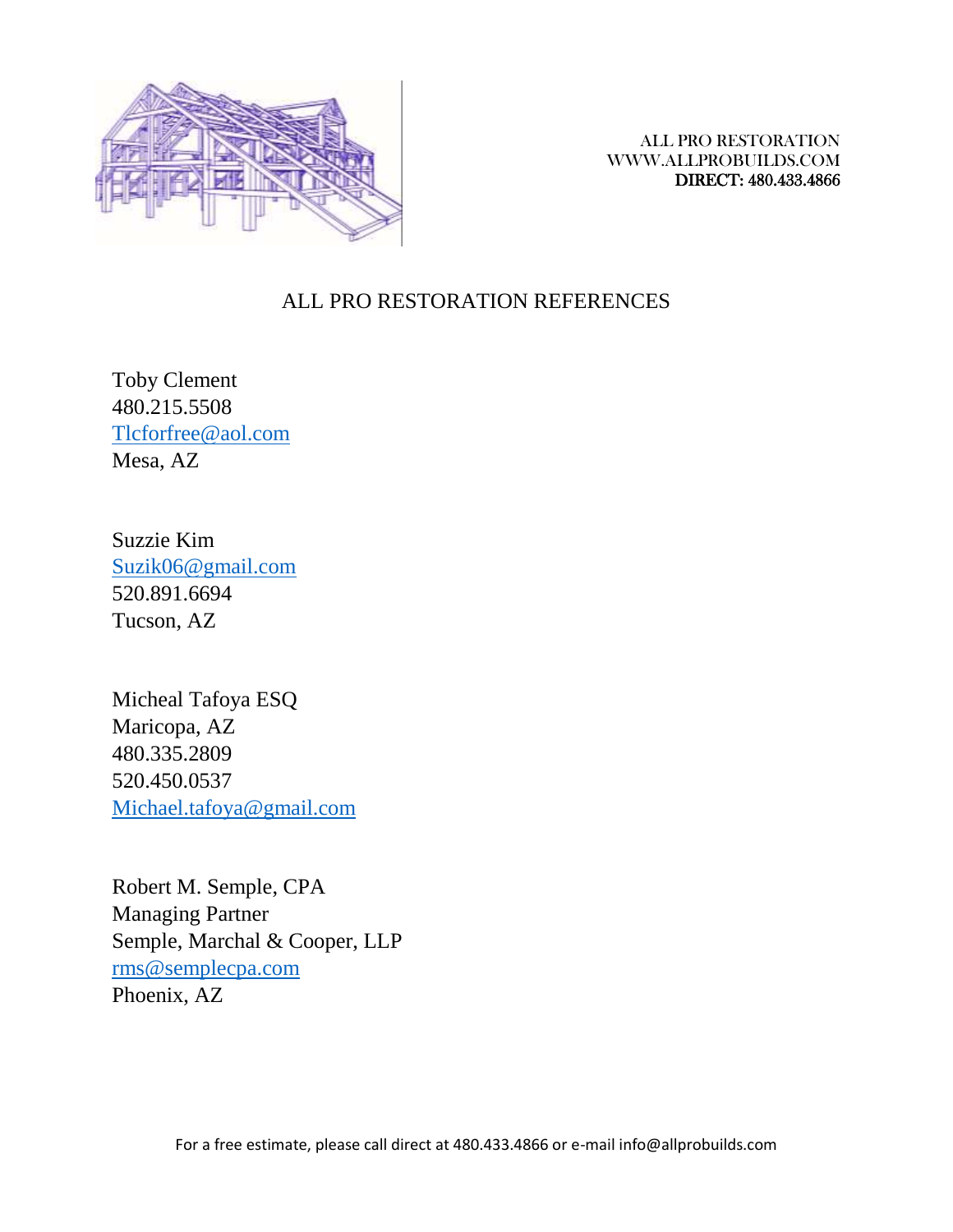ALL PRO RESTORATION
WWW.ALLPROBUILDS.COM
DIRECT: 480.433.4866

# ALL PRO RESTORATION REFERENCES

Toby Clement
480.215.5508
Tlcforfree@aol.com
Mesa, AZ

Suzzie Kim
Suzik06@gmail.com
520.891.6694
Tucson, AZ

Micheal Tafoya ESQ
Maricopa, AZ
480.335.2809
520.450.0537
Michael.tafoya@gmail.com

Robert M. Semple, CPA
Managing Partner
Semple, Marchal & Cooper, LLP
rms@semplecpa.com
Phoenix, AZ

For a free estimate, please call direct at 480.433.4866 or e-mail info@allprobuilds.com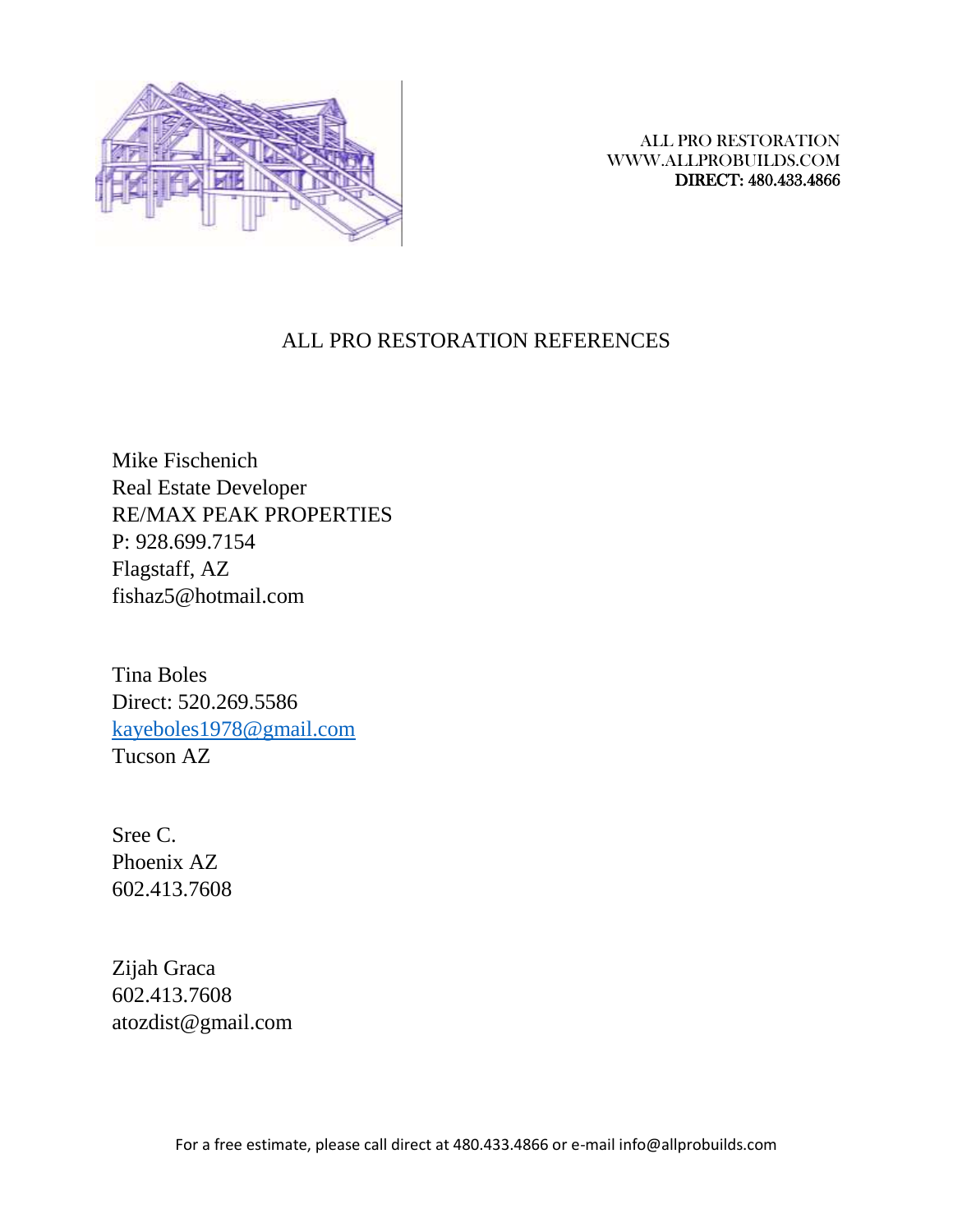ALL PRO RESTORATION
WWW.ALLPROBUILDS.COM
DIRECT: 480.433.4866

# ALL PRO RESTORATION REFERENCES

Mike Fischenich
Real Estate Developer
RE/MAX PEAK PROPERTIES
P: 928.699.7154
Flagstaff, AZ
fishaz5@hotmail.com

Tina Boles
Direct: 520.269.5586
kayeboles1978@gmail.com
Tucson AZ

Sree C.
Phoenix AZ
602.413.7608

Zijah Graca
602.413.7608
atozdist@gmail.com

For a free estimate, please call direct at 480.433.4866 or e-mail info@allprobuilds.com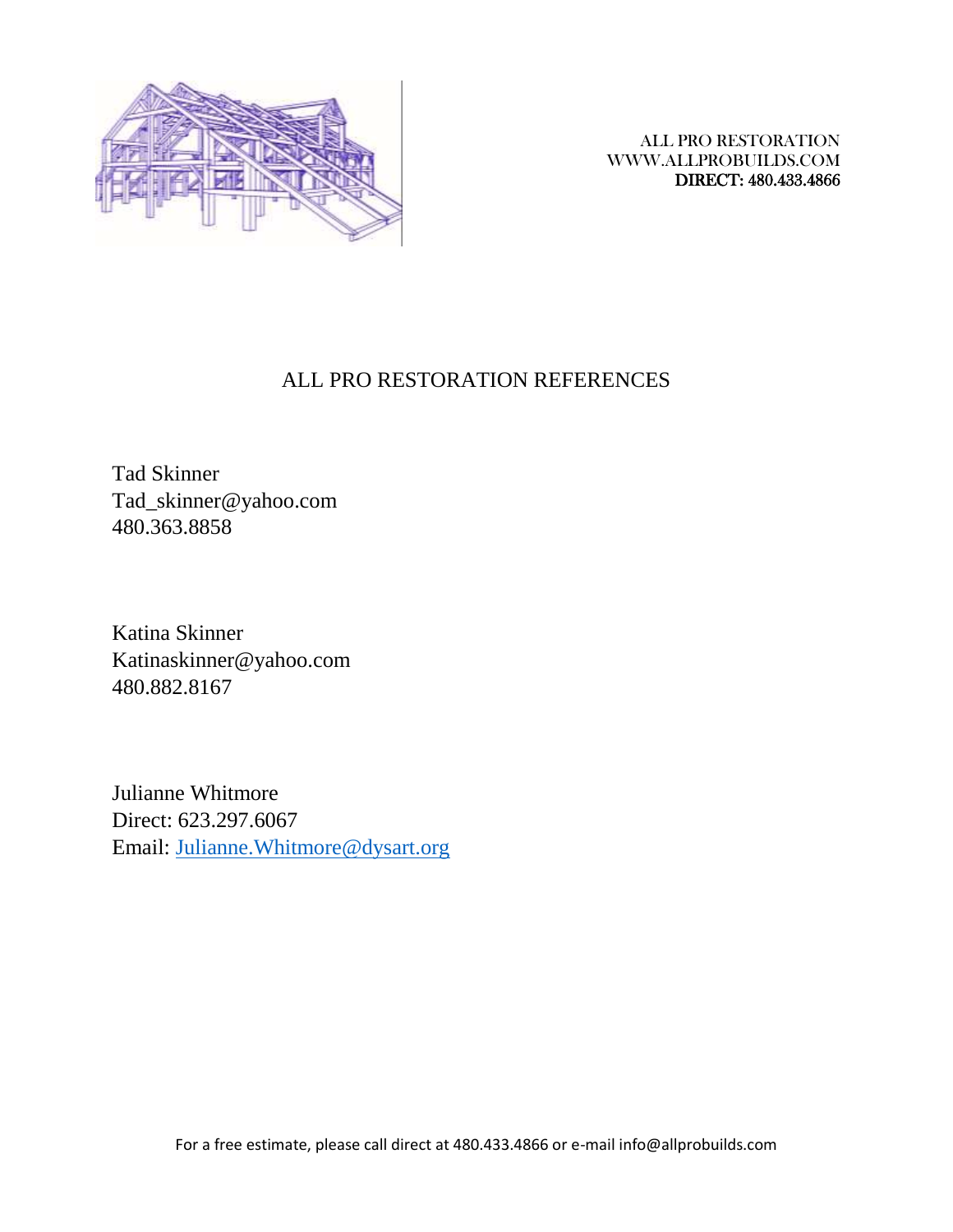ALL PRO RESTORATION
WWW.ALLPROBUILDS.COM
DIRECT: 480.433.4866

# ALL PRO RESTORATION REFERENCES

Tad Skinner
Tad_skinner@yahoo.com
480.363.8858

Katina Skinner
Katinaskinner@yahoo.com
480.882.8167

Julianne Whitmore
Direct: 623.297.6067
Email: [Julianne.Whitmore@dysart.org](mailto:Julianne.Whitmore@dysart.org)

For a free estimate, please call direct at 480.433.4866 or e-mail info@allprobuilds.com